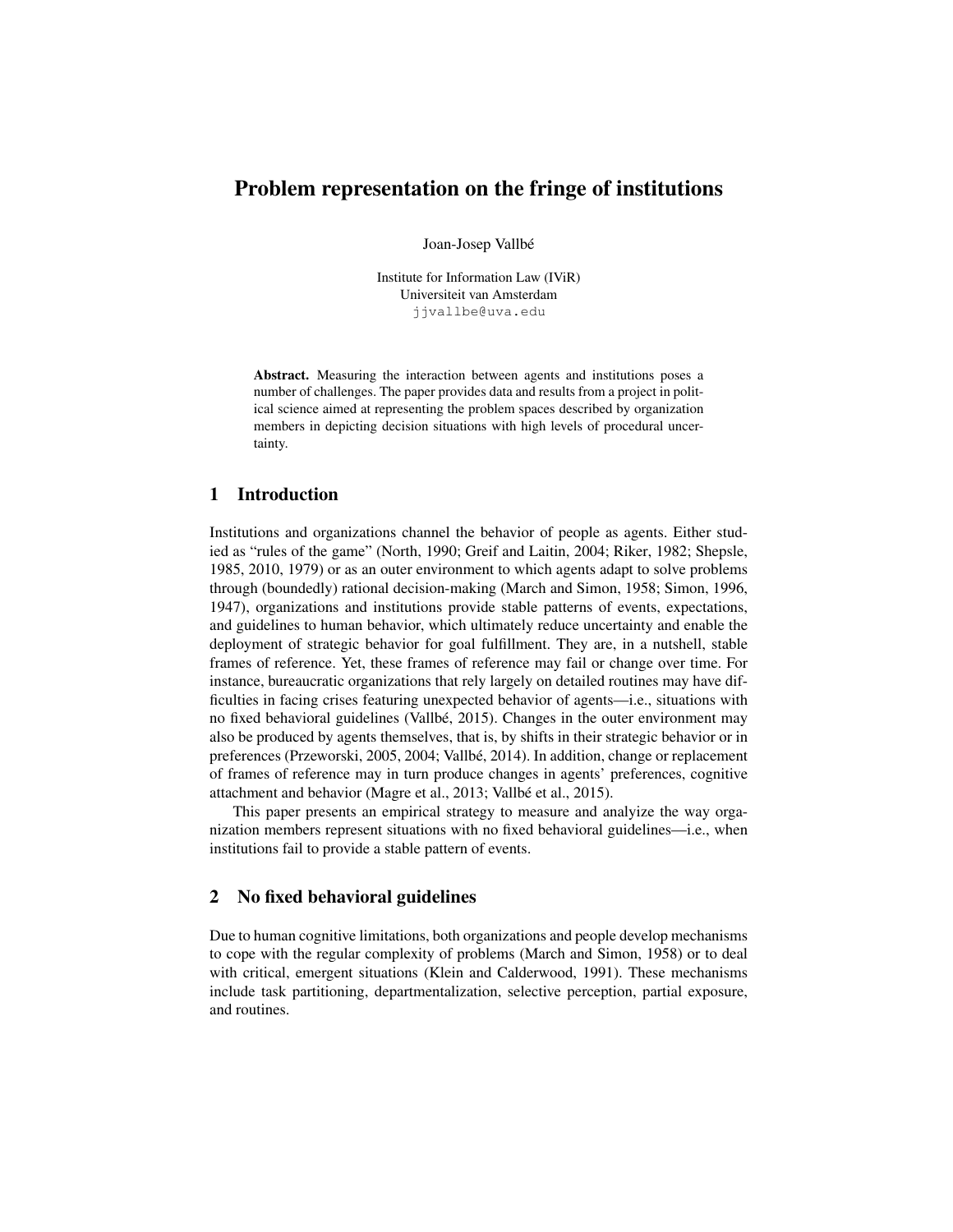# Problem representation on the fringe of institutions

Joan-Josep Vallbé

Institute for Information Law (IViR)
Universiteit van Amsterdam
jjvallbe@uva.edu

**Abstract.** Measuring the interaction between agents and institutions poses a number of challenges. The paper provides data and results from a project in political science aimed at representing the problem spaces described by organization members in depicting decision situations with high levels of procedural uncertainty.

## 1 Introduction

Institutions and organizations channel the behavior of people as agents. Either studied as "rules of the game" (North, 1990; Greif and Laitin, 2004; Riker, 1982; Shepsle, 1985, 2010, 1979) or as an outer environment to which agents adapt to solve problems through (boundedly) rational decision-making (March and Simon, 1958; Simon, 1996, 1947), organizations and institutions provide stable patterns of events, expectations, and guidelines to human behavior, which ultimately reduce uncertainty and enable the deployment of strategic behavior for goal fulfillment. They are, in a nutshell, stable frames of reference. Yet, these frames of reference may fail or change over time. For instance, bureaucratic organizations that rely largely on detailed routines may have difficulties in facing crises featuring unexpected behavior of agents—i.e., situations with no fixed behavioral guidelines (Vallbé, 2015). Changes in the outer environment may also be produced by agents themselves, that is, by shifts in their strategic behavior or in preferences (Przeworski, 2005, 2004; Vallbé, 2014). In addition, change or replacement of frames of reference may in turn produce changes in agents' preferences, cognitive attachment and behavior (Magre et al., 2013; Vallbé et al., 2015).

This paper presents an empirical strategy to measure and analyze the way organization members represent situations with no fixed behavioral guidelines—i.e., when institutions fail to provide a stable pattern of events.

## 2 No fixed behavioral guidelines

Due to human cognitive limitations, both organizations and people develop mechanisms to cope with the regular complexity of problems (March and Simon, 1958) or to deal with critical, emergent situations (Klein and Calderwood, 1991). These mechanisms include task partitioning, departmentalization, selective perception, partial exposure, and routines.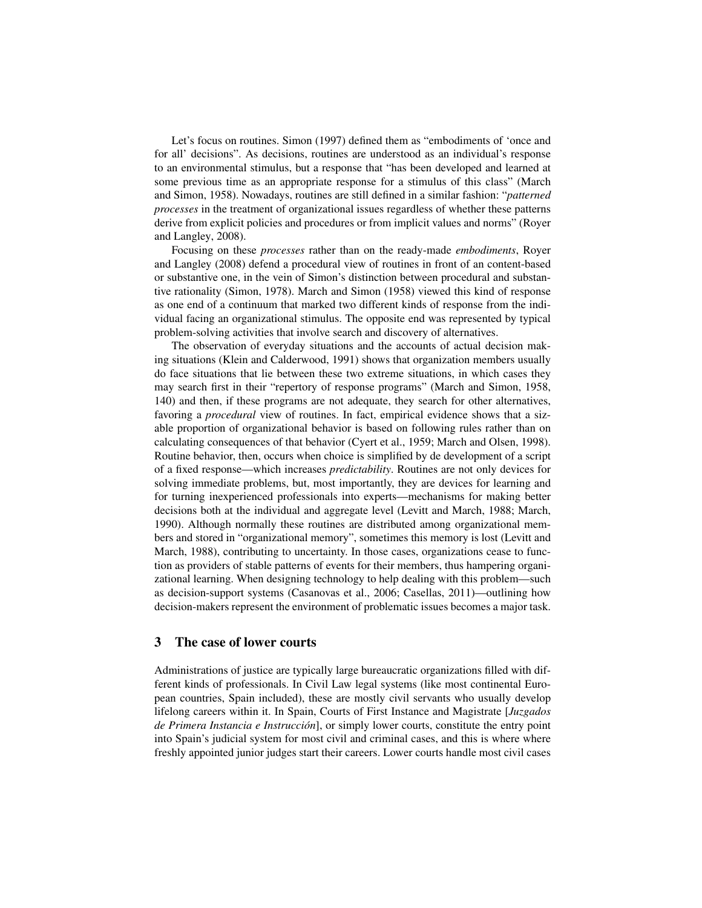Let's focus on routines. Simon (1997) defined them as "embodiments of 'once and for all' decisions". As decisions, routines are understood as an individual's response to an environmental stimulus, but a response that "has been developed and learned at some previous time as an appropriate response for a stimulus of this class" (March and Simon, 1958). Nowadays, routines are still defined in a similar fashion: "*patterned processes* in the treatment of organizational issues regardless of whether these patterns derive from explicit policies and procedures or from implicit values and norms" (Royer and Langley, 2008).

Focusing on these *processes* rather than on the ready-made *embodiments*, Royer and Langley (2008) defend a procedural view of routines in front of an content-based or substantive one, in the vein of Simon's distinction between procedural and substantive rationality (Simon, 1978). March and Simon (1958) viewed this kind of response as one end of a continuum that marked two different kinds of response from the individual facing an organizational stimulus. The opposite end was represented by typical problem-solving activities that involve search and discovery of alternatives.

The observation of everyday situations and the accounts of actual decision making situations (Klein and Calderwood, 1991) shows that organization members usually do face situations that lie between these two extreme situations, in which cases they may search first in their "repertory of response programs" (March and Simon, 1958, 140) and then, if these programs are not adequate, they search for other alternatives, favoring a *procedural* view of routines. In fact, empirical evidence shows that a sizable proportion of organizational behavior is based on following rules rather than on calculating consequences of that behavior (Cyert et al., 1959; March and Olsen, 1998). Routine behavior, then, occurs when choice is simplified by de development of a script of a fixed response—which increases *predictability*. Routines are not only devices for solving immediate problems, but, most importantly, they are devices for learning and for turning inexperienced professionals into experts—mechanisms for making better decisions both at the individual and aggregate level (Levitt and March, 1988; March, 1990). Although normally these routines are distributed among organizational members and stored in "organizational memory", sometimes this memory is lost (Levitt and March, 1988), contributing to uncertainty. In those cases, organizations cease to function as providers of stable patterns of events for their members, thus hampering organizational learning. When designing technology to help dealing with this problem—such as decision-support systems (Casanovas et al., 2006; Casellas, 2011)—outlining how decision-makers represent the environment of problematic issues becomes a major task.

## 3 The case of lower courts

Administrations of justice are typically large bureaucratic organizations filled with different kinds of professionals. In Civil Law legal systems (like most continental European countries, Spain included), these are mostly civil servants who usually develop lifelong careers within it. In Spain, Courts of First Instance and Magistrate [*Juzgados de Primera Instancia e Instrucción*], or simply lower courts, constitute the entry point into Spain's judicial system for most civil and criminal cases, and this is where where freshly appointed junior judges start their careers. Lower courts handle most civil cases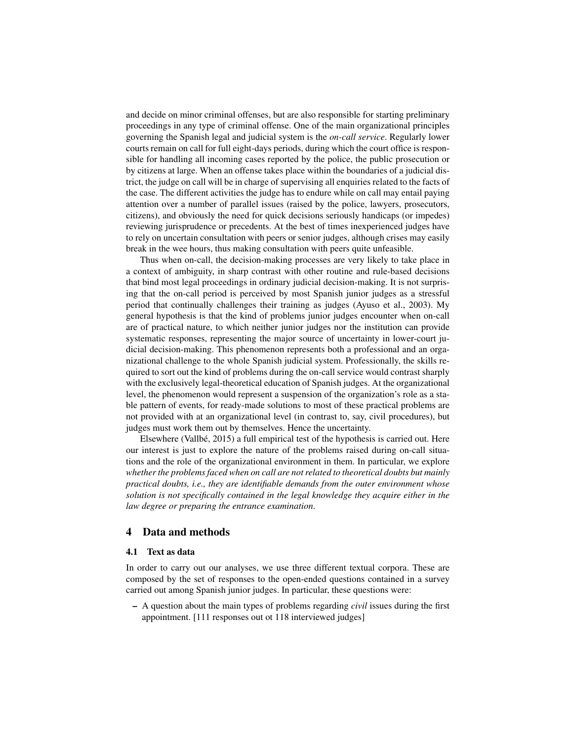and decide on minor criminal offenses, but are also responsible for starting preliminary proceedings in any type of criminal offense. One of the main organizational principles governing the Spanish legal and judicial system is the *on-call service*. Regularly lower courts remain on call for full eight-days periods, during which the court office is responsible for handling all incoming cases reported by the police, the public prosecution or by citizens at large. When an offense takes place within the boundaries of a judicial district, the judge on call will be in charge of supervising all enquiries related to the facts of the case. The different activities the judge has to endure while on call may entail paying attention over a number of parallel issues (raised by the police, lawyers, prosecutors, citizens), and obviously the need for quick decisions seriously handicaps (or impedes) reviewing jurisprudence or precedents. At the best of times inexperienced judges have to rely on uncertain consultation with peers or senior judges, although crises may easily break in the wee hours, thus making consultation with peers quite unfeasible.

Thus when on-call, the decision-making processes are very likely to take place in a context of ambiguity, in sharp contrast with other routine and rule-based decisions that bind most legal proceedings in ordinary judicial decision-making. It is not surprising that the on-call period is perceived by most Spanish junior judges as a stressful period that continually challenges their training as judges (Ayuso et al., 2003). My general hypothesis is that the kind of problems junior judges encounter when on-call are of practical nature, to which neither junior judges nor the institution can provide systematic responses, representing the major source of uncertainty in lower-court judicial decision-making. This phenomenon represents both a professional and an organizational challenge to the whole Spanish judicial system. Professionally, the skills required to sort out the kind of problems during the on-call service would contrast sharply with the exclusively legal-theoretical education of Spanish judges. At the organizational level, the phenomenon would represent a suspension of the organization's role as a stable pattern of events, for ready-made solutions to most of these practical problems are not provided with at an organizational level (in contrast to, say, civil procedures), but judges must work them out by themselves. Hence the uncertainty.

Elsewhere (Vallbé, 2015) a full empirical test of the hypothesis is carried out. Here our interest is just to explore the nature of the problems raised during on-call situations and the role of the organizational environment in them. In particular, we explore *whether the problems faced when on call are not related to theoretical doubts but mainly practical doubts, i.e., they are identifiable demands from the outer environment whose solution is not specifically contained in the legal knowledge they acquire either in the law degree or preparing the entrance examination*.

## 4 Data and methods

### 4.1 Text as data

In order to carry out our analyses, we use three different textual corpora. These are composed by the set of responses to the open-ended questions contained in a survey carried out among Spanish junior judges. In particular, these questions were:

- A question about the main types of problems regarding *civil* issues during the first appointment. [111 responses out ot 118 interviewed judges]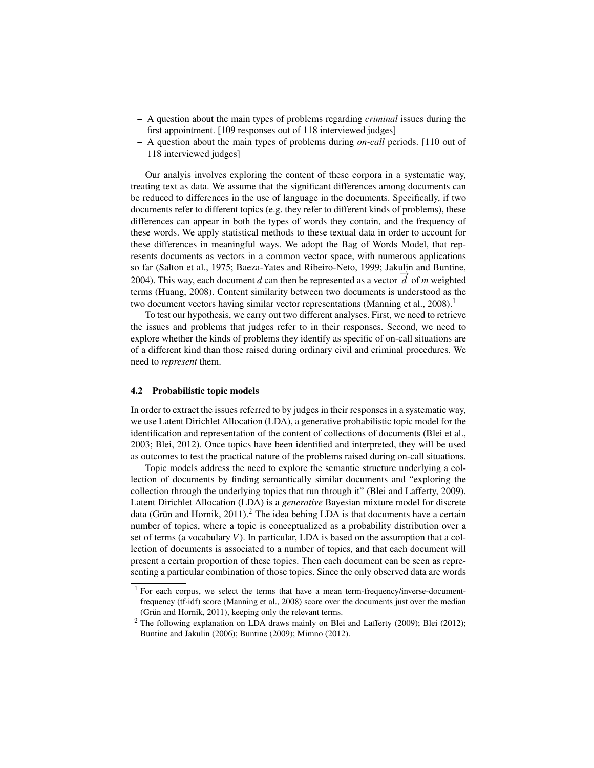- A question about the main types of problems regarding *criminal* issues during the first appointment. [109 responses out of 118 interviewed judges]
- A question about the main types of problems during *on-call* periods. [110 out of 118 interviewed judges]

Our analyis involves exploring the content of these corpora in a systematic way, treating text as data. We assume that the significant differences among documents can be reduced to differences in the use of language in the documents. Specifically, if two documents refer to different topics (e.g. they refer to different kinds of problems), these differences can appear in both the types of words they contain, and the frequency of these words. We apply statistical methods to these textual data in order to account for these differences in meaningful ways. We adopt the Bag of Words Model, that represents documents as vectors in a common vector space, with numerous applications so far (Salton et al., 1975; Baeza-Yates and Ribeiro-Neto, 1999; Jakulin and Buntine, 2004). This way, each document $d$ can then be represented as a vector $\overrightarrow{d}$ of $m$ weighted terms (Huang, 2008). Content similarity between two documents is understood as the two document vectors having similar vector representations (Manning et al., 2008).[1]

To test our hypothesis, we carry out two different analyses. First, we need to retrieve the issues and problems that judges refer to in their responses. Second, we need to explore whether the kinds of problems they identify as specific of on-call situations are of a different kind than those raised during ordinary civil and criminal procedures. We need to *represent* them.

### 4.2 Probabilistic topic models

In order to extract the issues referred to by judges in their responses in a systematic way, we use Latent Dirichlet Allocation (LDA), a generative probabilistic topic model for the identification and representation of the content of collections of documents (Blei et al., 2003; Blei, 2012). Once topics have been identified and interpreted, they will be used as outcomes to test the practical nature of the problems raised during on-call situations.

Topic models address the need to explore the semantic structure underlying a collection of documents by finding semantically similar documents and "exploring the collection through the underlying topics that run through it" (Blei and Lafferty, 2009). Latent Dirichlet Allocation (LDA) is a *generative* Bayesian mixture model for discrete data (Grün and Hornik, 2011).[2] The idea behing LDA is that documents have a certain number of topics, where a topic is conceptualized as a probability distribution over a set of terms (a vocabulary $V$). In particular, LDA is based on the assumption that a collection of documents is associated to a number of topics, and that each document will present a certain proportion of these topics. Then each document can be seen as representing a particular combination of those topics. Since the only observed data are words

[1] For each corpus, we select the terms that have a mean term-frequency/inverse-document-frequency (tf·idf) score (Manning et al., 2008) score over the documents just over the median (Grün and Hornik, 2011), keeping only the relevant terms.

[2] The following explanation on LDA draws mainly on Blei and Lafferty (2009); Blei (2012); Buntine and Jakulin (2006); Buntine (2009); Mimno (2012).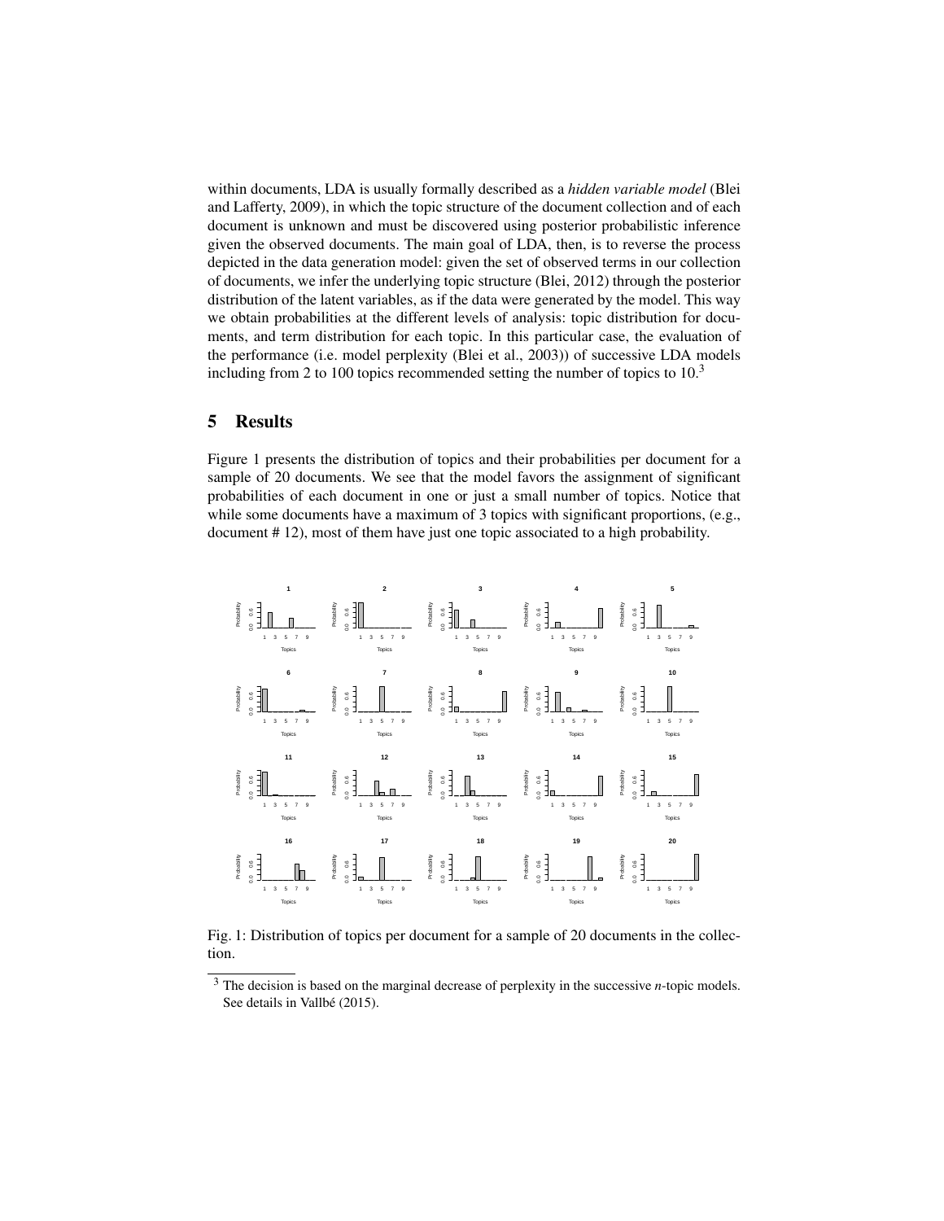within documents, LDA is usually formally described as a *hidden variable model* (Blei and Lafferty, 2009), in which the topic structure of the document collection and of each document is unknown and must be discovered using posterior probabilistic inference given the observed documents. The main goal of LDA, then, is to reverse the process depicted in the data generation model: given the set of observed terms in our collection of documents, we infer the underlying topic structure (Blei, 2012) through the posterior distribution of the latent variables, as if the data were generated by the model. This way we obtain probabilities at the different levels of analysis: topic distribution for documents, and term distribution for each topic. In this particular case, the evaluation of the performance (i.e. model perplexity (Blei et al., 2003)) of successive LDA models including from 2 to 100 topics recommended setting the number of topics to 10.[3]

## 5 Results

Figure 1 presents the distribution of topics and their probabilities per document for a sample of 20 documents. We see that the model favors the assignment of significant probabilities of each document in one or just a small number of topics. Notice that while some documents have a maximum of 3 topics with significant proportions, (e.g., document # 12), most of them have just one topic associated to a high probability.

Fig. 1: Distribution of topics per document for a sample of 20 documents in the collection.

[3] The decision is based on the marginal decrease of perplexity in the successive *n*-topic models. See details in Vallbé (2015).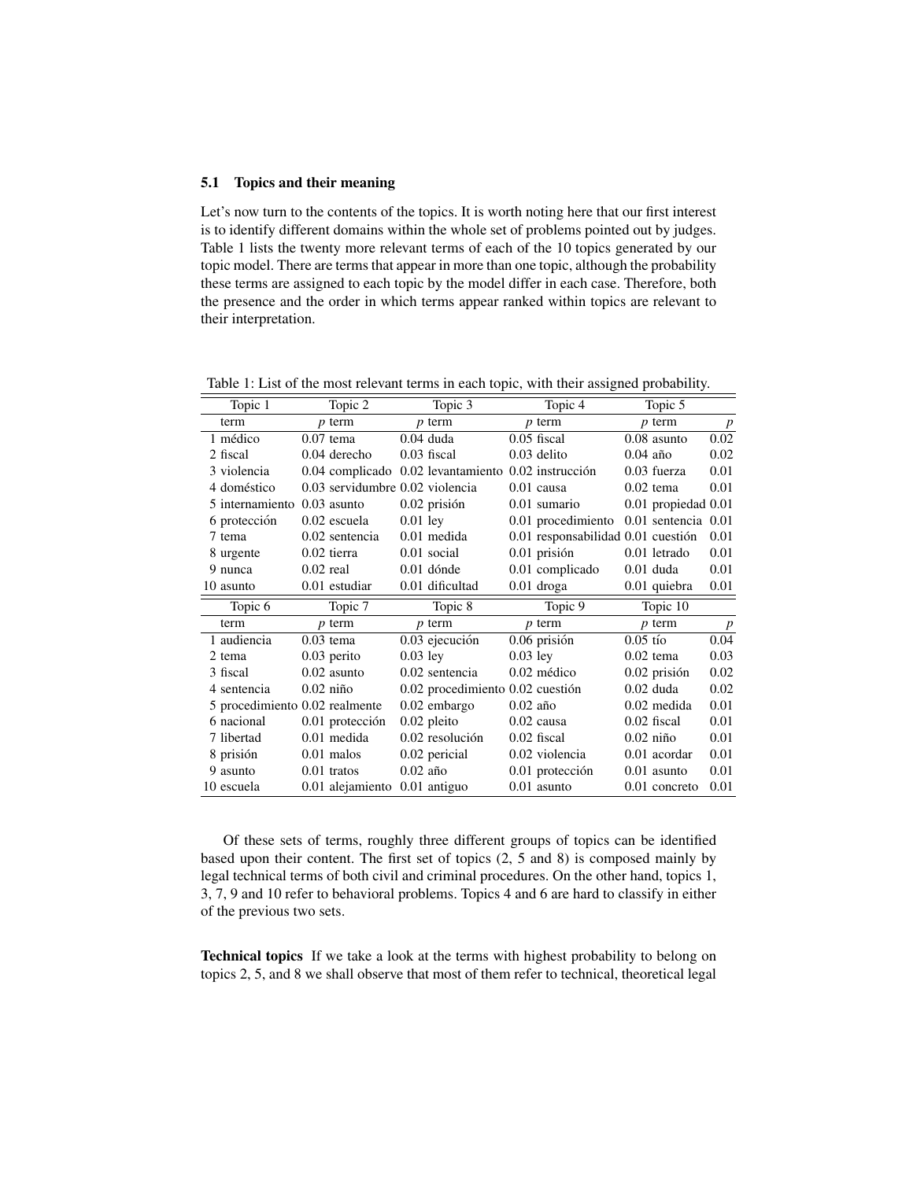### 5.1 Topics and their meaning

Let's now turn to the contents of the topics. It is worth noting here that our first interest is to identify different domains within the whole set of problems pointed out by judges. Table 1 lists the twenty more relevant terms of each of the 10 topics generated by our topic model. There are terms that appear in more than one topic, although the probability these terms are assigned to each topic by the model differ in each case. Therefore, both the presence and the order in which terms appear ranked within topics are relevant to their interpretation.

Table 1: List of the most relevant terms in each topic, with their assigned probability.

| | Topic 1 | | Topic 2 | | Topic 3 | | Topic 4 | | Topic 5 | |
|---|---|---|---|---|---|---|---|---|---|---|
| | term | *p* | term | *p* | term | *p* | term | *p* | term | *p* |
| 1 | médico | 0.07 | tema | 0.04 | duda | 0.05 | fiscal | 0.08 | asunto | 0.02 |
| 2 | fiscal | 0.04 | derecho | 0.03 | fiscal | 0.03 | delito | 0.04 | año | 0.02 |
| 3 | violencia | 0.04 | complicado | 0.04 | levantamiento | 0.02 | instrucción | 0.03 | fuerza | 0.01 |
| 4 | doméstico | 0.03 | servidumbre | 0.02 | violencia | 0.01 | causa | 0.02 | tema | 0.01 |
| 5 | internamiento | 0.03 | asunto | 0.02 | prisión | 0.01 | sumario | 0.01 | propiedad | 0.01 |
| 6 | protección | 0.02 | escuela | 0.01 | ley | 0.01 | procedimiento | 0.01 | sentencia | 0.01 |
| 7 | tema | 0.02 | sentencia | 0.01 | medida | 0.01 | responsabilidad | 0.01 | cuestión | 0.01 |
| 8 | urgente | 0.02 | tierra | 0.01 | social | 0.01 | prisión | 0.01 | letrado | 0.01 |
| 9 | nunca | 0.02 | real | 0.01 | dónde | 0.01 | complicado | 0.01 | duda | 0.01 |
| 10 | asunto | 0.01 | estudiar | 0.01 | dificultad | 0.01 | droga | 0.01 | quiebra | 0.01 |
| | **Topic 6** | | **Topic 7** | | **Topic 8** | | **Topic 9** | | **Topic 10** | |
| | term | *p* | term | *p* | term | *p* | term | *p* | term | *p* |
| 1 | audiencia | 0.03 | tema | 0.03 | ejecución | 0.06 | prisión | 0.05 | tío | 0.04 |
| 2 | tema | 0.03 | perito | 0.03 | ley | 0.03 | ley | 0.02 | tema | 0.03 |
| 3 | fiscal | 0.02 | asunto | 0.02 | sentencia | 0.02 | médico | 0.02 | prisión | 0.02 |
| 4 | sentencia | 0.02 | niño | 0.02 | procedimiento | 0.02 | cuestión | 0.02 | duda | 0.02 |
| 5 | procedimiento | 0.02 | realmente | 0.02 | embargo | 0.02 | año | 0.02 | medida | 0.01 |
| 6 | nacional | 0.01 | protección | 0.02 | pleito | 0.02 | causa | 0.02 | fiscal | 0.01 |
| 7 | libertad | 0.01 | medida | 0.02 | resolución | 0.02 | fiscal | 0.02 | niño | 0.01 |
| 8 | prisión | 0.01 | malos | 0.02 | pericial | 0.02 | violencia | 0.01 | acordar | 0.01 |
| 9 | asunto | 0.01 | tratos | 0.02 | año | 0.01 | protección | 0.01 | asunto | 0.01 |
| 10 | escuela | 0.01 | alejamiento | 0.01 | antiguo | 0.01 | asunto | 0.01 | concreto | 0.01 |

Of these sets of terms, roughly three different groups of topics can be identified based upon their content. The first set of topics (2, 5 and 8) is composed mainly by legal technical terms of both civil and criminal procedures. On the other hand, topics 1, 3, 7, 9 and 10 refer to behavioral problems. Topics 4 and 6 are hard to classify in either of the previous two sets.

**Technical topics** If we take a look at the terms with highest probability to belong on topics 2, 5, and 8 we shall observe that most of them refer to technical, theoretical legal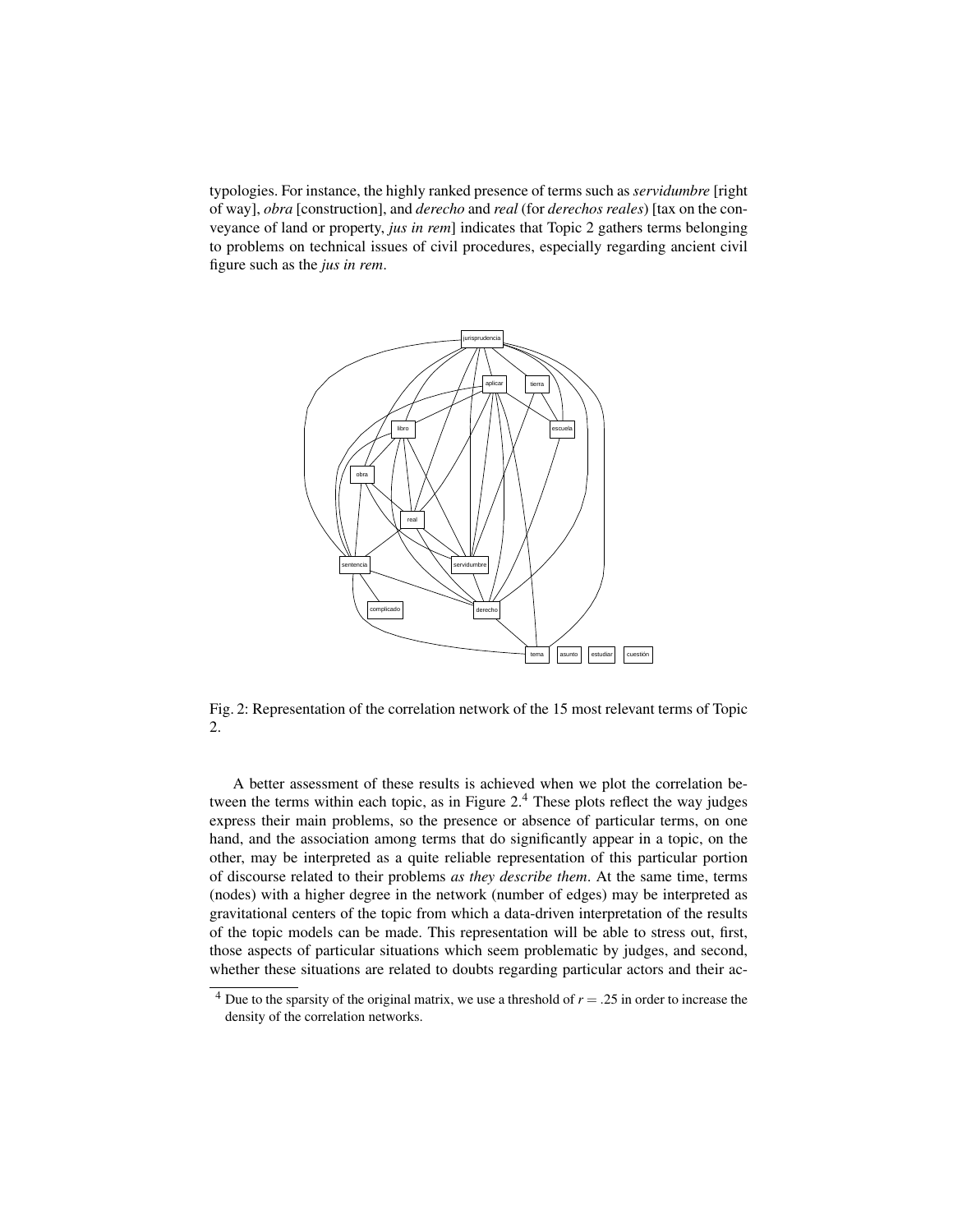typologies. For instance, the highly ranked presence of terms such as *servidumbre* [right of way], *obra* [construction], and *derecho* and *real* (for *derechos reales*) [tax on the conveyance of land or property, *jus in rem*] indicates that Topic 2 gathers terms belonging to problems on technical issues of civil procedures, especially regarding ancient civil figure such as the *jus in rem*.

Fig. 2: Representation of the correlation network of the 15 most relevant terms of Topic 2.

A better assessment of these results is achieved when we plot the correlation between the terms within each topic, as in Figure 2.[4] These plots reflect the way judges express their main problems, so the presence or absence of particular terms, on one hand, and the association among terms that do significantly appear in a topic, on the other, may be interpreted as a quite reliable representation of this particular portion of discourse related to their problems *as they describe them*. At the same time, terms (nodes) with a higher degree in the network (number of edges) may be interpreted as gravitational centers of the topic from which a data-driven interpretation of the results of the topic models can be made. This representation will be able to stress out, first, those aspects of particular situations which seem problematic by judges, and second, whether these situations are related to doubts regarding particular actors and their ac-

[4] Due to the sparsity of the original matrix, we use a threshold of $r = .25$ in order to increase the density of the correlation networks.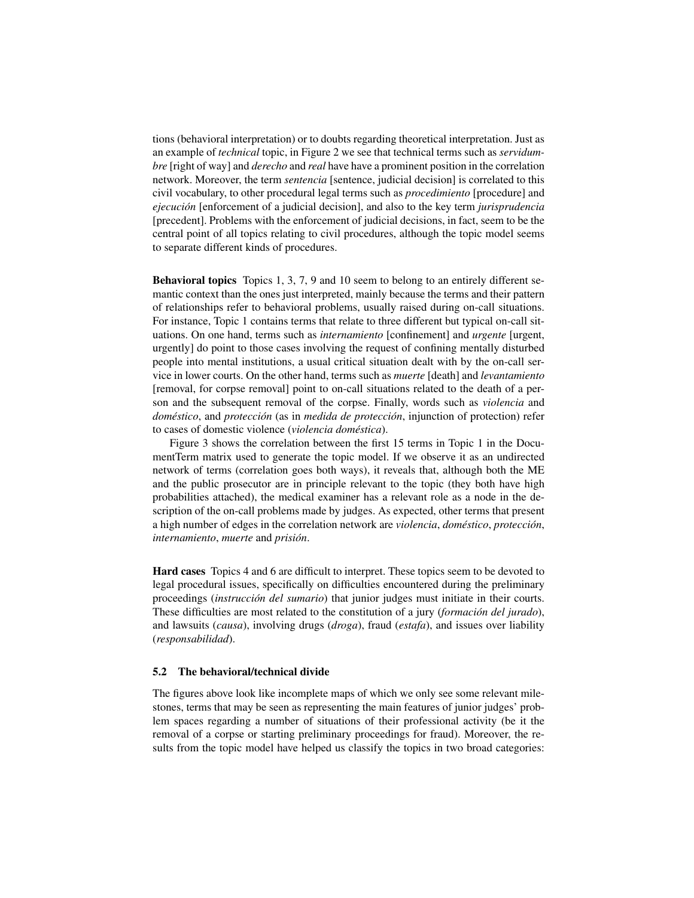tions (behavioral interpretation) or to doubts regarding theoretical interpretation. Just as an example of *technical* topic, in Figure 2 we see that technical terms such as *servidumbre* [right of way] and *derecho* and *real* have have a prominent position in the correlation network. Moreover, the term *sentencia* [sentence, judicial decision] is correlated to this civil vocabulary, to other procedural legal terms such as *procedimiento* [procedure] and *ejecución* [enforcement of a judicial decision], and also to the key term *jurisprudencia* [precedent]. Problems with the enforcement of judicial decisions, in fact, seem to be the central point of all topics relating to civil procedures, although the topic model seems to separate different kinds of procedures.

**Behavioral topics** Topics 1, 3, 7, 9 and 10 seem to belong to an entirely different semantic context than the ones just interpreted, mainly because the terms and their pattern of relationships refer to behavioral problems, usually raised during on-call situations. For instance, Topic 1 contains terms that relate to three different but typical on-call situations. On one hand, terms such as *internamiento* [confinement] and *urgente* [urgent, urgently] do point to those cases involving the request of confining mentally disturbed people into mental institutions, a usual critical situation dealt with by the on-call service in lower courts. On the other hand, terms such as *muerte* [death] and *levantamiento* [removal, for corpse removal] point to on-call situations related to the death of a person and the subsequent removal of the corpse. Finally, words such as *violencia* and *doméstico*, and *protección* (as in *medida de protección*, injunction of protection) refer to cases of domestic violence (*violencia doméstica*).

Figure 3 shows the correlation between the first 15 terms in Topic 1 in the DocumentTerm matrix used to generate the topic model. If we observe it as an undirected network of terms (correlation goes both ways), it reveals that, although both the ME and the public prosecutor are in principle relevant to the topic (they both have high probabilities attached), the medical examiner has a relevant role as a node in the description of the on-call problems made by judges. As expected, other terms that present a high number of edges in the correlation network are *violencia*, *doméstico*, *protección*, *internamiento*, *muerte* and *prisión*.

**Hard cases** Topics 4 and 6 are difficult to interpret. These topics seem to be devoted to legal procedural issues, specifically on difficulties encountered during the preliminary proceedings (*instrucción del sumario*) that junior judges must initiate in their courts. These difficulties are most related to the constitution of a jury (*formación del jurado*), and lawsuits (*causa*), involving drugs (*droga*), fraud (*estafa*), and issues over liability (*responsabilidad*).

### 5.2 The behavioral/technical divide

The figures above look like incomplete maps of which we only see some relevant milestones, terms that may be seen as representing the main features of junior judges' problem spaces regarding a number of situations of their professional activity (be it the removal of a corpse or starting preliminary proceedings for fraud). Moreover, the results from the topic model have helped us classify the topics in two broad categories: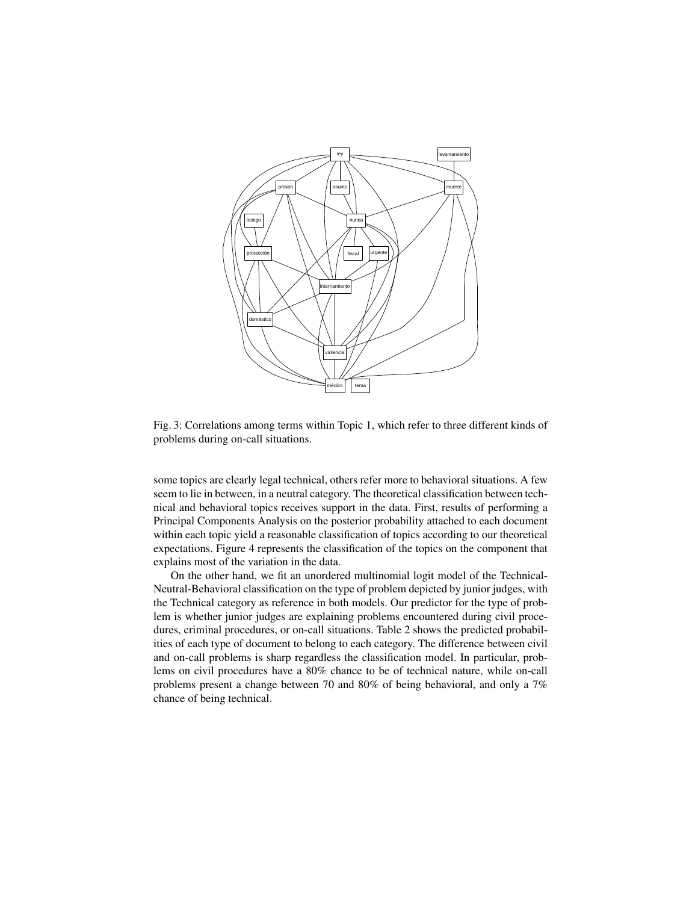Fig. 3: Correlations among terms within Topic 1, which refer to three different kinds of problems during on-call situations.

some topics are clearly legal technical, others refer more to behavioral situations. A few seem to lie in between, in a neutral category. The theoretical classification between technical and behavioral topics receives support in the data. First, results of performing a Principal Components Analysis on the posterior probability attached to each document within each topic yield a reasonable classification of topics according to our theoretical expectations. Figure 4 represents the classification of the topics on the component that explains most of the variation in the data.

On the other hand, we fit an unordered multinomial logit model of the Technical-Neutral-Behavioral classification on the type of problem depicted by junior judges, with the Technical category as reference in both models. Our predictor for the type of problem is whether junior judges are explaining problems encountered during civil procedures, criminal procedures, or on-call situations. Table 2 shows the predicted probabilities of each type of document to belong to each category. The difference between civil and on-call problems is sharp regardless the classification model. In particular, problems on civil procedures have a 80% chance to be of technical nature, while on-call problems present a change between 70 and 80% of being behavioral, and only a 7% chance of being technical.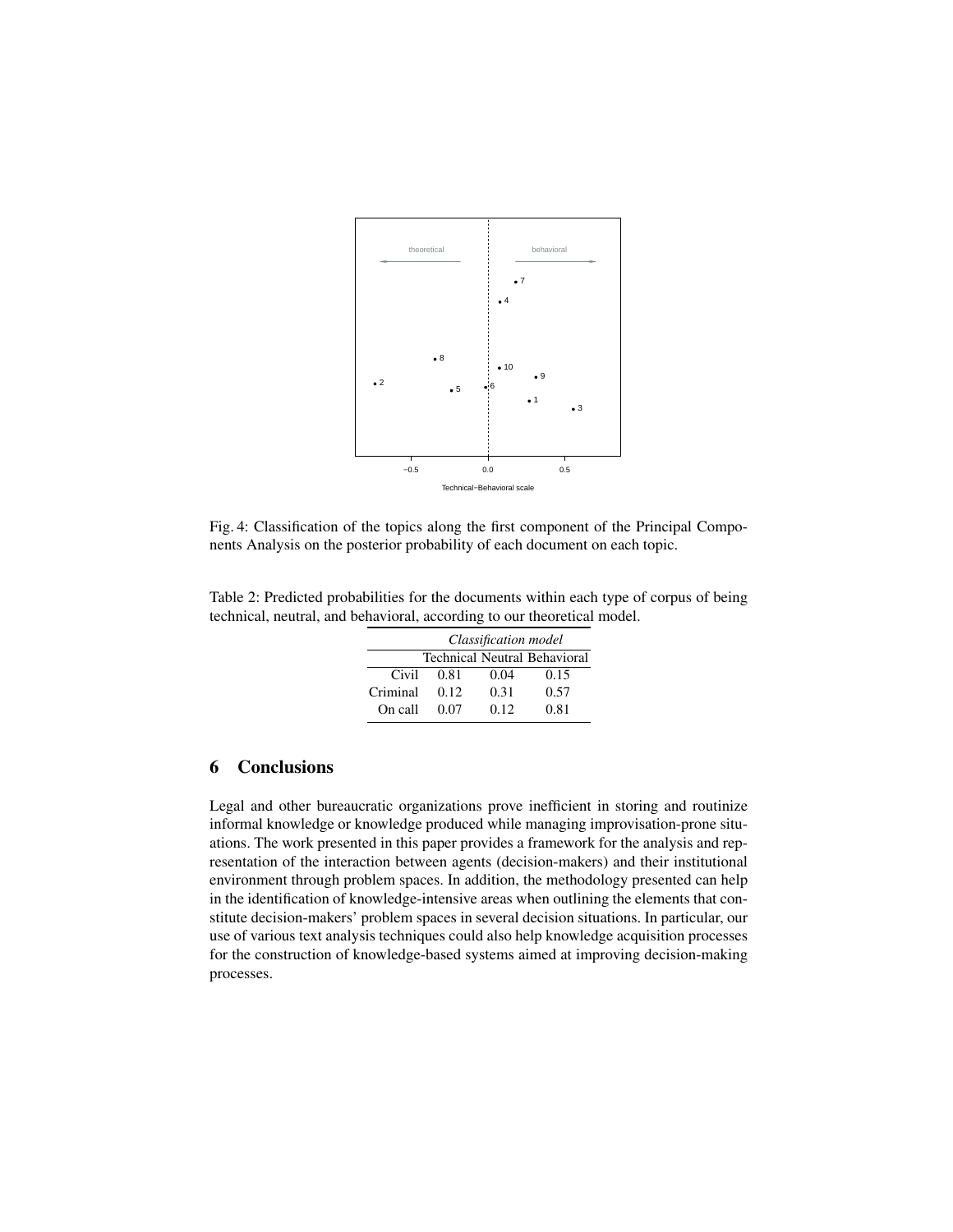Fig. 4: Classification of the topics along the first component of the Principal Components Analysis on the posterior probability of each document on each topic.

Table 2: Predicted probabilities for the documents within each type of corpus of being technical, neutral, and behavioral, according to our theoretical model.

| | *Classification model* | | |
|---|---|---|---|
| | Technical | Neutral | Behavioral |
| Civil | 0.81 | 0.04 | 0.15 |
| Criminal | 0.12 | 0.31 | 0.57 |
| On call | 0.07 | 0.12 | 0.81 |

## 6 Conclusions

Legal and other bureaucratic organizations prove inefficient in storing and routinize informal knowledge or knowledge produced while managing improvisation-prone situations. The work presented in this paper provides a framework for the analysis and representation of the interaction between agents (decision-makers) and their institutional environment through problem spaces. In addition, the methodology presented can help in the identification of knowledge-intensive areas when outlining the elements that constitute decision-makers' problem spaces in several decision situations. In particular, our use of various text analysis techniques could also help knowledge acquisition processes for the construction of knowledge-based systems aimed at improving decision-making processes.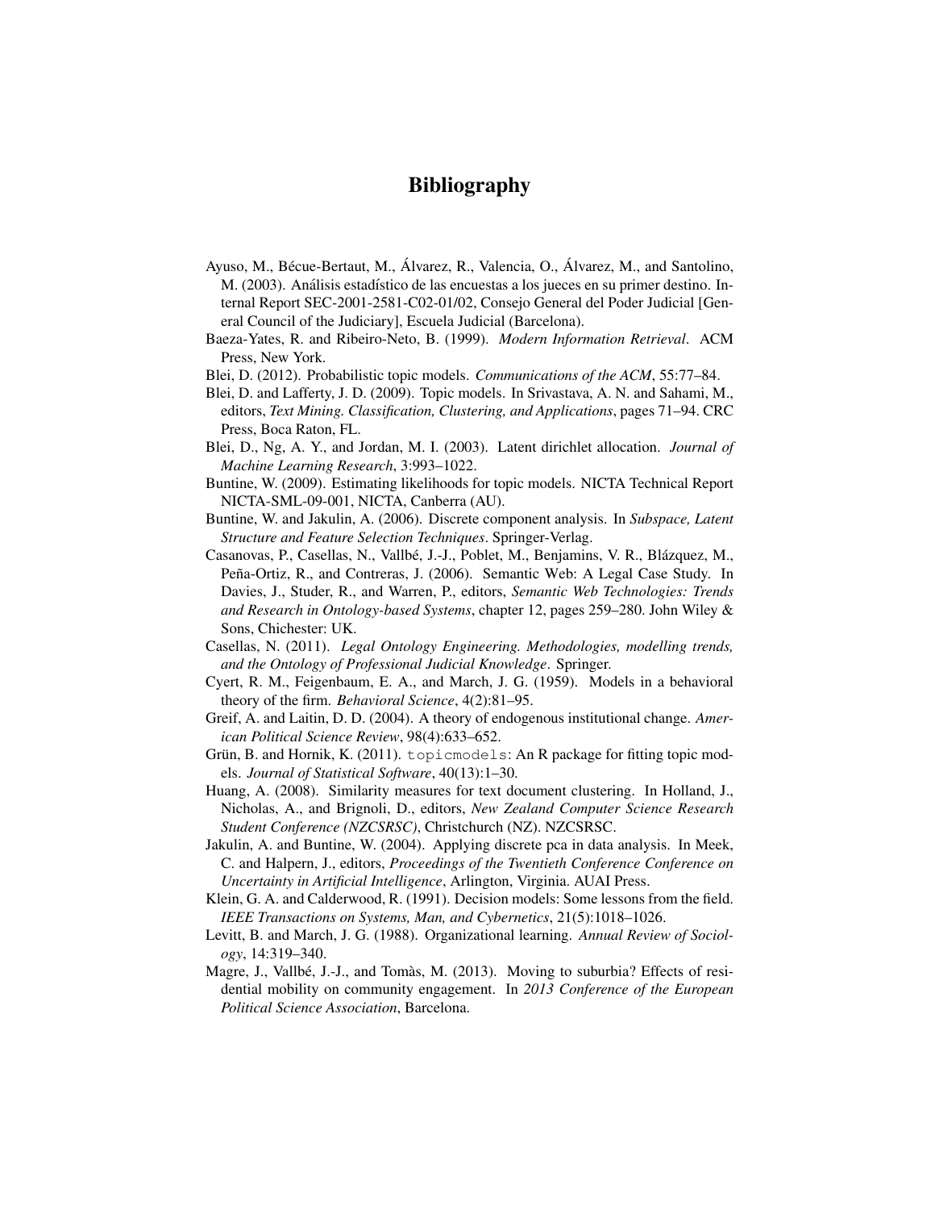# Bibliography

Ayuso, M., Bécue-Bertaut, M., Álvarez, R., Valencia, O., Álvarez, M., and Santolino, M. (2003). Análisis estadístico de las encuestas a los jueces en su primer destino. Internal Report SEC-2001-2581-C02-01/02, Consejo General del Poder Judicial [General Council of the Judiciary], Escuela Judicial (Barcelona).

Baeza-Yates, R. and Ribeiro-Neto, B. (1999). *Modern Information Retrieval*. ACM Press, New York.

Blei, D. (2012). Probabilistic topic models. *Communications of the ACM*, 55:77–84.

Blei, D. and Lafferty, J. D. (2009). Topic models. In Srivastava, A. N. and Sahami, M., editors, *Text Mining. Classification, Clustering, and Applications*, pages 71–94. CRC Press, Boca Raton, FL.

Blei, D., Ng, A. Y., and Jordan, M. I. (2003). Latent dirichlet allocation. *Journal of Machine Learning Research*, 3:993–1022.

Buntine, W. (2009). Estimating likelihoods for topic models. NICTA Technical Report NICTA-SML-09-001, NICTA, Canberra (AU).

Buntine, W. and Jakulin, A. (2006). Discrete component analysis. In *Subspace, Latent Structure and Feature Selection Techniques*. Springer-Verlag.

Casanovas, P., Casellas, N., Vallbé, J.-J., Poblet, M., Benjamins, V. R., Blázquez, M., Peña-Ortiz, R., and Contreras, J. (2006). Semantic Web: A Legal Case Study. In Davies, J., Studer, R., and Warren, P., editors, *Semantic Web Technologies: Trends and Research in Ontology-based Systems*, chapter 12, pages 259–280. John Wiley & Sons, Chichester: UK.

Casellas, N. (2011). *Legal Ontology Engineering. Methodologies, modelling trends, and the Ontology of Professional Judicial Knowledge*. Springer.

Cyert, R. M., Feigenbaum, E. A., and March, J. G. (1959). Models in a behavioral theory of the firm. *Behavioral Science*, 4(2):81–95.

Greif, A. and Laitin, D. D. (2004). A theory of endogenous institutional change. *American Political Science Review*, 98(4):633–652.

Grün, B. and Hornik, K. (2011). `topicmodels`: An R package for fitting topic models. *Journal of Statistical Software*, 40(13):1–30.

Huang, A. (2008). Similarity measures for text document clustering. In Holland, J., Nicholas, A., and Brignoli, D., editors, *New Zealand Computer Science Research Student Conference (NZCSRSC)*, Christchurch (NZ). NZCSRSC.

Jakulin, A. and Buntine, W. (2004). Applying discrete pca in data analysis. In Meek, C. and Halpern, J., editors, *Proceedings of the Twentieth Conference Conference on Uncertainty in Artificial Intelligence*, Arlington, Virginia. AUAI Press.

Klein, G. A. and Calderwood, R. (1991). Decision models: Some lessons from the field. *IEEE Transactions on Systems, Man, and Cybernetics*, 21(5):1018–1026.

Levitt, B. and March, J. G. (1988). Organizational learning. *Annual Review of Sociology*, 14:319–340.

Magre, J., Vallbé, J.-J., and Tomàs, M. (2013). Moving to suburbia? Effects of residential mobility on community engagement. In *2013 Conference of the European Political Science Association*, Barcelona.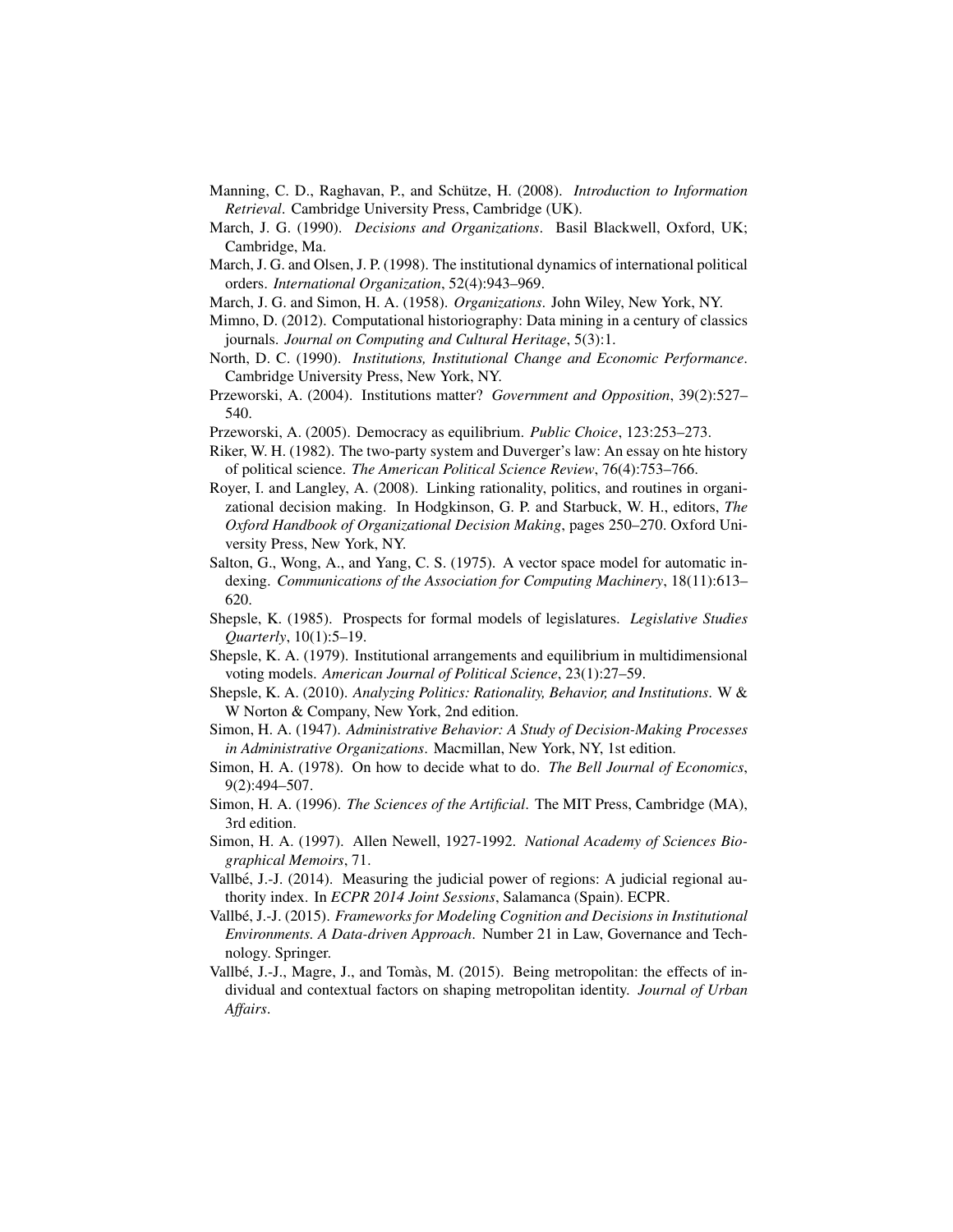Manning, C. D., Raghavan, P., and Schütze, H. (2008). *Introduction to Information Retrieval*. Cambridge University Press, Cambridge (UK).

March, J. G. (1990). *Decisions and Organizations*. Basil Blackwell, Oxford, UK; Cambridge, Ma.

March, J. G. and Olsen, J. P. (1998). The institutional dynamics of international political orders. *International Organization*, 52(4):943–969.

March, J. G. and Simon, H. A. (1958). *Organizations*. John Wiley, New York, NY.

Mimno, D. (2012). Computational historiography: Data mining in a century of classics journals. *Journal on Computing and Cultural Heritage*, 5(3):1.

North, D. C. (1990). *Institutions, Institutional Change and Economic Performance*. Cambridge University Press, New York, NY.

Przeworski, A. (2004). Institutions matter? *Government and Opposition*, 39(2):527–540.

Przeworski, A. (2005). Democracy as equilibrium. *Public Choice*, 123:253–273.

Riker, W. H. (1982). The two-party system and Duverger's law: An essay on hte history of political science. *The American Political Science Review*, 76(4):753–766.

Royer, I. and Langley, A. (2008). Linking rationality, politics, and routines in organizational decision making. In Hodgkinson, G. P. and Starbuck, W. H., editors, *The Oxford Handbook of Organizational Decision Making*, pages 250–270. Oxford University Press, New York, NY.

Salton, G., Wong, A., and Yang, C. S. (1975). A vector space model for automatic indexing. *Communications of the Association for Computing Machinery*, 18(11):613–620.

Shepsle, K. (1985). Prospects for formal models of legislatures. *Legislative Studies Quarterly*, 10(1):5–19.

Shepsle, K. A. (1979). Institutional arrangements and equilibrium in multidimensional voting models. *American Journal of Political Science*, 23(1):27–59.

Shepsle, K. A. (2010). *Analyzing Politics: Rationality, Behavior, and Institutions*. W & W Norton & Company, New York, 2nd edition.

Simon, H. A. (1947). *Administrative Behavior: A Study of Decision-Making Processes in Administrative Organizations*. Macmillan, New York, NY, 1st edition.

Simon, H. A. (1978). On how to decide what to do. *The Bell Journal of Economics*, 9(2):494–507.

Simon, H. A. (1996). *The Sciences of the Artificial*. The MIT Press, Cambridge (MA), 3rd edition.

Simon, H. A. (1997). Allen Newell, 1927-1992. *National Academy of Sciences Biographical Memoirs*, 71.

Vallbé, J.-J. (2014). Measuring the judicial power of regions: A judicial regional authority index. In *ECPR 2014 Joint Sessions*, Salamanca (Spain). ECPR.

Vallbé, J.-J. (2015). *Frameworks for Modeling Cognition and Decisions in Institutional Environments. A Data-driven Approach*. Number 21 in Law, Governance and Technology. Springer.

Vallbé, J.-J., Magre, J., and Tomàs, M. (2015). Being metropolitan: the effects of individual and contextual factors on shaping metropolitan identity. *Journal of Urban Affairs*.